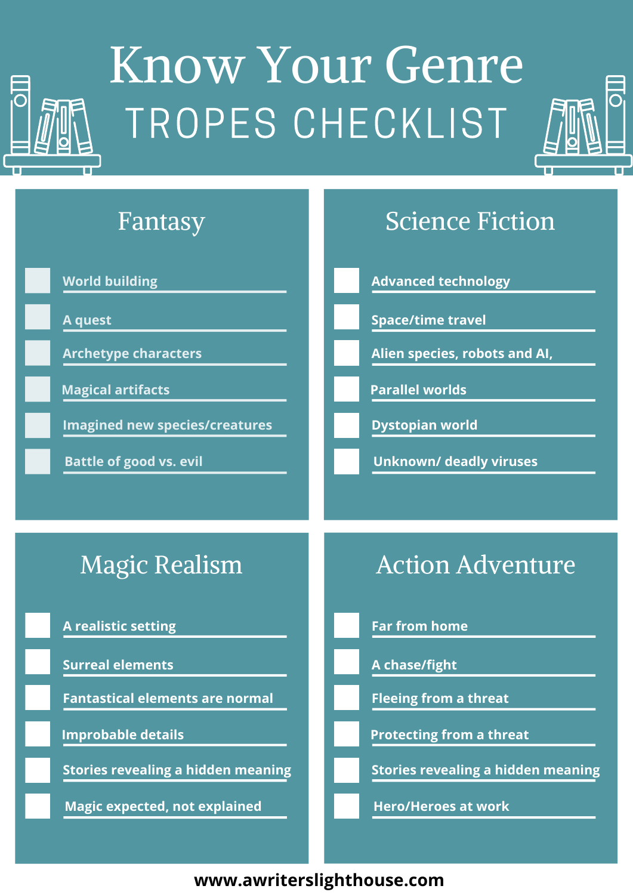# Know Your Genre

## TROPES CHECKLIST

### Fantasy

- [ ] World building
- [ ] A quest
- [ ] Archetype characters
- [ ] Magical artifacts
- [ ] Imagined new species/creatures
- [ ] Battle of good vs. evil

### Science Fiction

- [ ] Advanced technology
- [ ] Space/time travel
- [ ] Alien species, robots and AI,
- [ ] Parallel worlds
- [ ] Dystopian world
- [ ] Unknown/ deadly viruses

### Magic Realism

- [ ] A realistic setting
- [ ] Surreal elements
- [ ] Fantastical elements are normal
- [ ] Improbable details
- [ ] Stories revealing a hidden meaning
- [ ] Magic expected, not explained

### Action Adventure

- [ ] Far from home
- [ ] A chase/fight
- [ ] Fleeing from a threat
- [ ] Protecting from a threat
- [ ] Stories revealing a hidden meaning
- [ ] Hero/Heroes at work

**www.awriterslighthouse.com**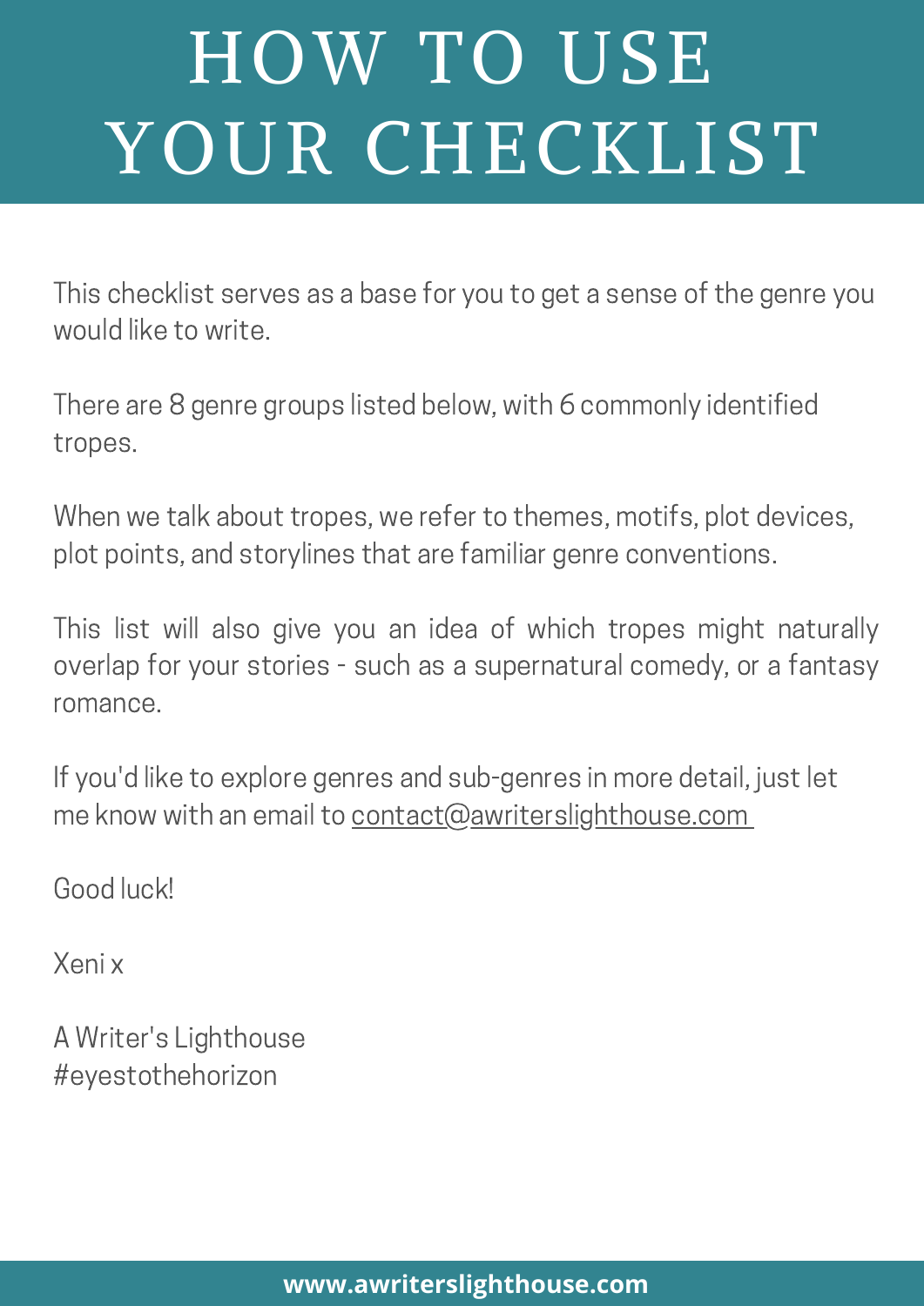# HOW TO USE YOUR CHECKLIST

This checklist serves as a base for you to get a sense of the genre you would like to write.

There are 8 genre groups listed below, with 6 commonly identified tropes.

When we talk about tropes, we refer to themes, motifs, plot devices, plot points, and storylines that are familiar genre conventions.

This list will also give you an idea of which tropes might naturally overlap for your stories - such as a supernatural comedy, or a fantasy romance.

If you'd like to explore genres and sub-genres in more detail, just let me know with an email to contact@awriterslighthouse.com

Good luck!

Xeni x

A Writer's Lighthouse
#eyestothehorizon

**www.awriterslighthouse.com**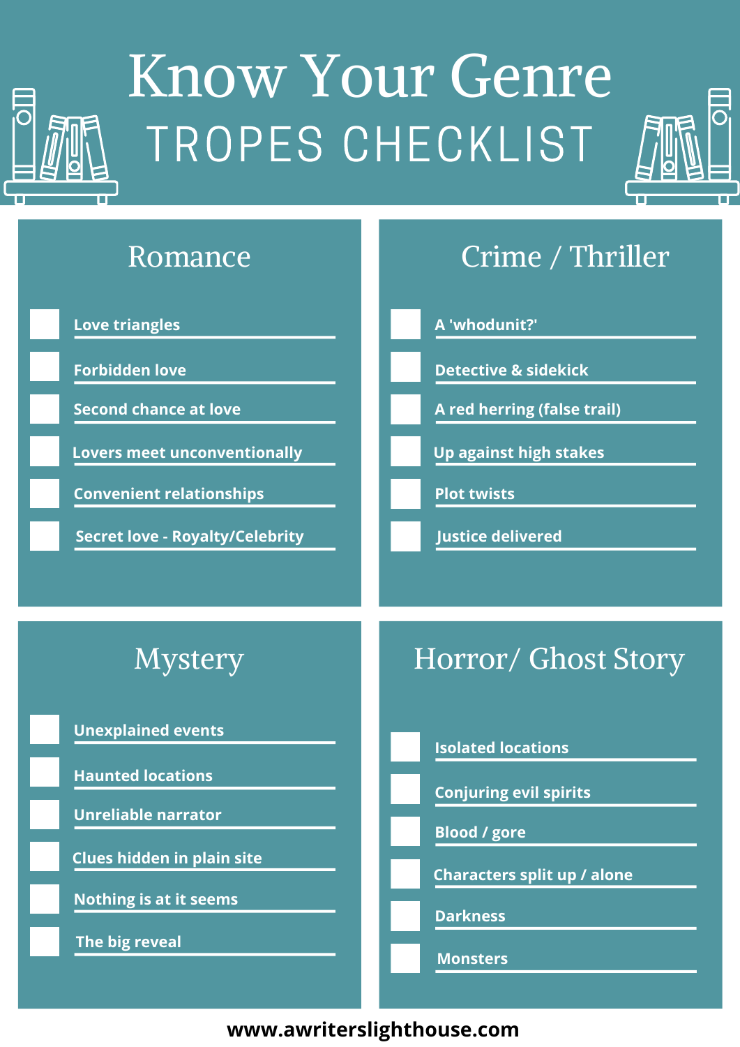# Know Your Genre

## TROPES CHECKLIST

### Romance

- [ ] Love triangles
- [ ] Forbidden love
- [ ] Second chance at love
- [ ] Lovers meet unconventionally
- [ ] Convenient relationships
- [ ] Secret love - Royalty/Celebrity

### Crime / Thriller

- [ ] A 'whodunit?'
- [ ] Detective & sidekick
- [ ] A red herring (false trail)
- [ ] Up against high stakes
- [ ] Plot twists
- [ ] Justice delivered

### Mystery

- [ ] Unexplained events
- [ ] Haunted locations
- [ ] Unreliable narrator
- [ ] Clues hidden in plain site
- [ ] Nothing is at it seems
- [ ] The big reveal

### Horror/ Ghost Story

- [ ] Isolated locations
- [ ] Conjuring evil spirits
- [ ] Blood / gore
- [ ] Characters split up / alone
- [ ] Darkness
- [ ] Monsters

**www.awriterslighthouse.com**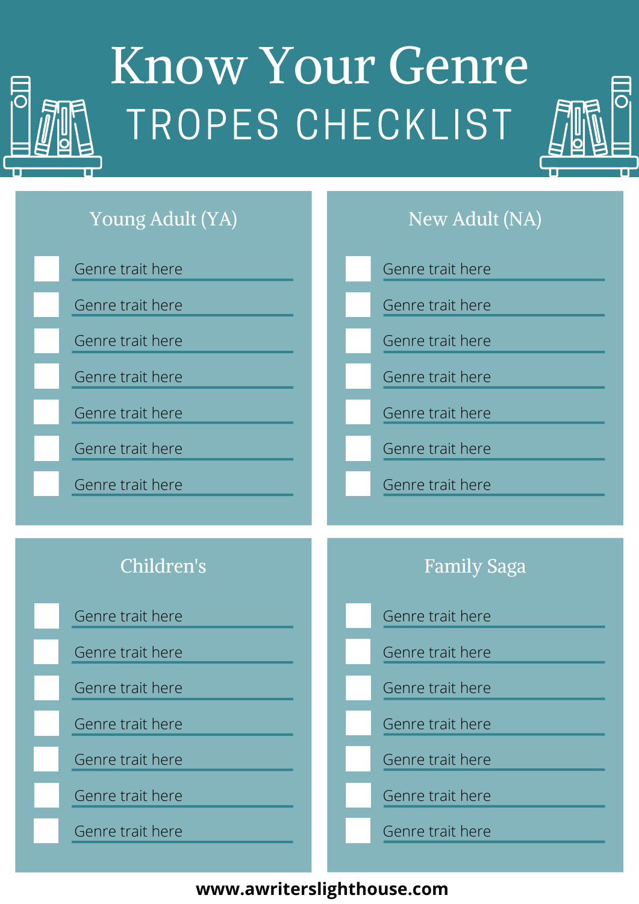# Know Your Genre

## TROPES CHECKLIST

### Young Adult (YA)

- [ ] Genre trait here
- [ ] Genre trait here
- [ ] Genre trait here
- [ ] Genre trait here
- [ ] Genre trait here
- [ ] Genre trait here
- [ ] Genre trait here

### New Adult (NA)

- [ ] Genre trait here
- [ ] Genre trait here
- [ ] Genre trait here
- [ ] Genre trait here
- [ ] Genre trait here
- [ ] Genre trait here
- [ ] Genre trait here

### Children's

- [ ] Genre trait here
- [ ] Genre trait here
- [ ] Genre trait here
- [ ] Genre trait here
- [ ] Genre trait here
- [ ] Genre trait here
- [ ] Genre trait here

### Family Saga

- [ ] Genre trait here
- [ ] Genre trait here
- [ ] Genre trait here
- [ ] Genre trait here
- [ ] Genre trait here
- [ ] Genre trait here
- [ ] Genre trait here

**www.awriterslighthouse.com**